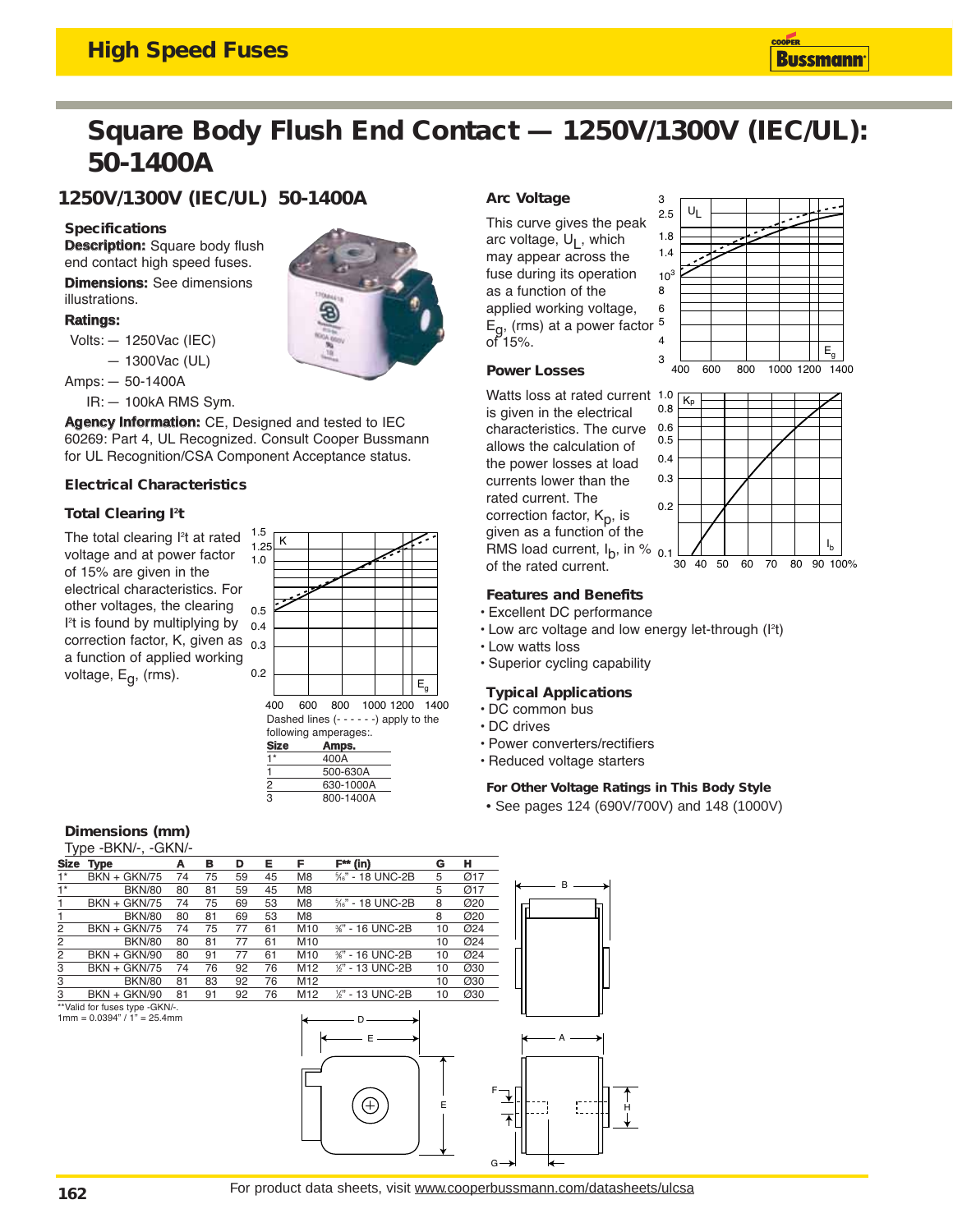# Square Body Flush End Contact — 1250V/1300V (IEC/UL): 50-1400A

## 1250V/1300V (IEC/UL) 50-1400A

### Specifications

**Description:** Square body flush end contact high speed fuses.

**Dimensions:** See dimensions illustrations.

**Ratings:**

Volts: — 1250Vac (IEC)
— 1300Vac (UL)

Amps: — 50-1400A

IR: — 100kA RMS Sym.

**Agency Information:** CE, Designed and tested to IEC 60269: Part 4, UL Recognized. Consult Cooper Bussmann for UL Recognition/CSA Component Acceptance status.

### Electrical Characteristics

#### Total Clearing I²t

The total clearing I²t at rated voltage and at power factor of 15% are given in the electrical characteristics. For other voltages, the clearing I²t is found by multiplying by correction factor, K, given as a function of applied working voltage, $E_g$, (rms).

Dashed lines (- - - - - -) apply to the following amperages:.

| Size | Amps. |
|---|---|
| 1* | 400A |
| 1 | 500-630A |
| 2 | 630-1000A |
| 3 | 800-1400A |

#### Arc Voltage

This curve gives the peak arc voltage, $U_L$, which may appear across the fuse during its operation as a function of the applied working voltage, $E_g$, (rms) at a power factor of 15%.

#### Power Losses

Watts loss at rated current is given in the electrical characteristics. The curve allows the calculation of the power losses at load currents lower than the rated current. The correction factor, $K_p$, is given as a function of the RMS load current, $I_b$, in % of the rated current.

### Features and Benefits

- Excellent DC performance
- Low arc voltage and low energy let-through (I²t)
- Low watts loss
- Superior cycling capability

### Typical Applications

- DC common bus
- DC drives
- Power converters/rectifiers
- Reduced voltage starters

#### For Other Voltage Ratings in This Body Style

- See pages 124 (690V/700V) and 148 (1000V)

### Dimensions (mm)

Type -BKN/-, -GKN/-

| Size | Type | A | B | D | E | F | F** (in) | G | H |
|---|---|---|---|---|---|---|---|---|---|
| 1* | BKN + GKN/75 | 74 | 75 | 59 | 45 | M8 | 5⁄16" - 18 UNC-2B | 5 | Ø17 |
| 1* | BKN/80 | 80 | 81 | 59 | 45 | M8 | | 5 | Ø17 |
| 1 | BKN + GKN/75 | 74 | 75 | 69 | 53 | M8 | 5⁄16" - 18 UNC-2B | 8 | Ø20 |
| 1 | BKN/80 | 80 | 81 | 69 | 53 | M8 | | 8 | Ø20 |
| 2 | BKN + GKN/75 | 74 | 75 | 77 | 61 | M10 | 3⁄8" - 16 UNC-2B | 10 | Ø24 |
| 2 | BKN/80 | 80 | 81 | 77 | 61 | M10 | | 10 | Ø24 |
| 2 | BKN + GKN/90 | 80 | 91 | 77 | 61 | M10 | 3⁄8" - 16 UNC-2B | 10 | Ø24 |
| 3 | BKN + GKN/75 | 74 | 76 | 92 | 76 | M12 | 1⁄2" - 13 UNC-2B | 10 | Ø30 |
| 3 | BKN/80 | 81 | 83 | 92 | 76 | M12 | | 10 | Ø30 |
| 3 | BKN + GKN/90 | 81 | 91 | 92 | 76 | M12 | 1⁄2" - 13 UNC-2B | 10 | Ø30 |

**Valid for fuses type -GKN/-.

1mm = 0.0394" / 1" = 25.4mm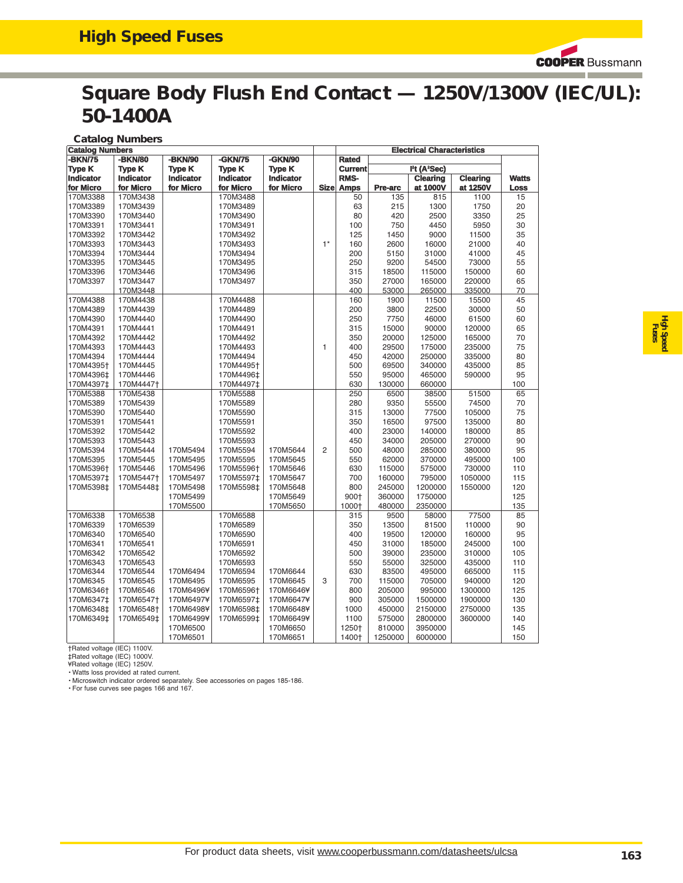## High Speed Fuses

# Square Body Flush End Contact — 1250V/1300V (IEC/UL): 50-1400A

### Catalog Numbers

| Catalog Numbers | | | | | | Electrical Characteristics | | | | |
|---|---|---|---|---|---|---|---|---|---|---|
| -BKN/75 Type K Indicator for Micro | -BKN/80 Type K Indicator for Micro | -BKN/90 Type K Indicator for Micro | -GKN/75 Type K Indicator for Micro | -GKN/90 Type K Indicator for Micro | Size | Rated Current RMS-Amps | $I^2t$ ($A^2$Sec) Pre-arc | $I^2t$ ($A^2$Sec) Clearing at 1000V | $I^2t$ ($A^2$Sec) Clearing at 1250V | Watts Loss |
| 170M3388 | 170M3438 | | 170M3488 | | 1* | 50 | 135 | 815 | 1100 | 15 |
| 170M3389 | 170M3439 | | 170M3489 | | | 63 | 215 | 1300 | 1750 | 20 |
| 170M3390 | 170M3440 | | 170M3490 | | | 80 | 420 | 2500 | 3350 | 25 |
| 170M3391 | 170M3441 | | 170M3491 | | | 100 | 750 | 4450 | 5950 | 30 |
| 170M3392 | 170M3442 | | 170M3492 | | | 125 | 1450 | 9000 | 11500 | 35 |
| 170M3393 | 170M3443 | | 170M3493 | | | 160 | 2600 | 16000 | 21000 | 40 |
| 170M3394 | 170M3444 | | 170M3494 | | | 200 | 5150 | 31000 | 41000 | 45 |
| 170M3395 | 170M3445 | | 170M3495 | | | 250 | 9200 | 54500 | 73000 | 55 |
| 170M3396 | 170M3446 | | 170M3496 | | | 315 | 18500 | 115000 | 150000 | 60 |
| 170M3397 | 170M3447 | | 170M3497 | | | 350 | 27000 | 165000 | 220000 | 65 |
| | 170M3448 | | | | | 400 | 53000 | 265000 | 335000 | 70 |
| 170M4388 | 170M4438 | | 170M4488 | | 1 | 160 | 1900 | 11500 | 15500 | 45 |
| 170M4389 | 170M4439 | | 170M4489 | | | 200 | 3800 | 22500 | 30000 | 50 |
| 170M4390 | 170M4440 | | 170M4490 | | | 250 | 7750 | 46000 | 61500 | 60 |
| 170M4391 | 170M4441 | | 170M4491 | | | 315 | 15000 | 90000 | 120000 | 65 |
| 170M4392 | 170M4442 | | 170M4492 | | | 350 | 20000 | 125000 | 165000 | 70 |
| 170M4393 | 170M4443 | | 170M4493 | | | 400 | 29500 | 175000 | 235000 | 75 |
| 170M4394 | 170M4444 | | 170M4494 | | | 450 | 42000 | 250000 | 335000 | 80 |
| 170M4395† | 170M4445 | | 170M4495† | | | 500 | 69500 | 340000 | 435000 | 85 |
| 170M4396‡ | 170M4446 | | 170M4496‡ | | | 550 | 95000 | 465000 | 590000 | 95 |
| 170M4397‡ | 170M4447† | | 170M4497‡ | | | 630 | 130000 | 660000 | | 100 |
| 170M5388 | 170M5438 | | 170M5588 | | 2 | 250 | 6500 | 38500 | 51500 | 65 |
| 170M5389 | 170M5439 | | 170M5589 | | | 280 | 9350 | 55500 | 74500 | 70 |
| 170M5390 | 170M5440 | | 170M5590 | | | 315 | 13000 | 77500 | 105000 | 75 |
| 170M5391 | 170M5441 | | 170M5591 | | | 350 | 16500 | 97500 | 135000 | 80 |
| 170M5392 | 170M5442 | | 170M5592 | | | 400 | 23000 | 140000 | 180000 | 85 |
| 170M5393 | 170M5443 | | 170M5593 | | | 450 | 34000 | 205000 | 270000 | 90 |
| 170M5394 | 170M5444 | 170M5494 | 170M5594 | 170M5644 | | 500 | 48000 | 285000 | 380000 | 95 |
| 170M5395 | 170M5445 | 170M5495 | 170M5595 | 170M5645 | | 550 | 62000 | 370000 | 495000 | 100 |
| 170M5396† | 170M5446 | 170M5496 | 170M5596† | 170M5646 | | 630 | 115000 | 575000 | 730000 | 110 |
| 170M5397‡ | 170M5447† | 170M5497 | 170M5597‡ | 170M5647 | | 700 | 160000 | 795000 | 1050000 | 115 |
| 170M5398‡ | 170M5448‡ | 170M5498 | 170M5598‡ | 170M5648 | | 800 | 245000 | 1200000 | 1550000 | 120 |
| | | 170M5499 | | 170M5649 | | 900† | 360000 | 1750000 | | 125 |
| | | 170M5500 | | 170M5650 | | 1000† | 480000 | 2350000 | | 135 |
| 170M6338 | 170M6538 | | 170M6588 | | 3 | 315 | 9500 | 58000 | 77500 | 85 |
| 170M6339 | 170M6539 | | 170M6589 | | | 350 | 13500 | 81500 | 110000 | 90 |
| 170M6340 | 170M6540 | | 170M6590 | | | 400 | 19500 | 120000 | 160000 | 95 |
| 170M6341 | 170M6541 | | 170M6591 | | | 450 | 31000 | 185000 | 245000 | 100 |
| 170M6342 | 170M6542 | | 170M6592 | | | 500 | 39000 | 235000 | 310000 | 105 |
| 170M6343 | 170M6543 | | 170M6593 | | | 550 | 55000 | 325000 | 435000 | 110 |
| 170M6344 | 170M6544 | 170M6494 | 170M6594 | 170M6644 | | 630 | 83500 | 495000 | 665000 | 115 |
| 170M6345 | 170M6545 | 170M6495 | 170M6595 | 170M6645 | | 700 | 115000 | 705000 | 940000 | 120 |
| 170M6346† | 170M6546 | 170M6496¥ | 170M6596† | 170M6646¥ | | 800 | 205000 | 995000 | 1300000 | 125 |
| 170M6347‡ | 170M6547† | 170M6497¥ | 170M6597‡ | 170M6647¥ | | 900 | 305000 | 1500000 | 1900000 | 130 |
| 170M6348‡ | 170M6548† | 170M6498¥ | 170M6598‡ | 170M6648¥ | | 1000 | 450000 | 2150000 | 2750000 | 135 |
| 170M6349‡ | 170M6549‡ | 170M6499¥ | 170M6599‡ | 170M6649¥ | | 1100 | 575000 | 2800000 | 3600000 | 140 |
| | | 170M6500 | | 170M6650 | | 1250† | 810000 | 3950000 | | 145 |
| | | 170M6501 | | 170M6651 | | 1400† | 1250000 | 6000000 | | 150 |

†Rated voltage (IEC) 1100V.
‡Rated voltage (IEC) 1000V.
¥Rated voltage (IEC) 1250V.
• Watts loss provided at rated current.
• Microswitch indicator ordered separately. See accessories on pages 185-186.
• For fuse curves see pages 166 and 167.

For product data sheets, visit www.cooperbussmann.com/datasheets/ulcsa